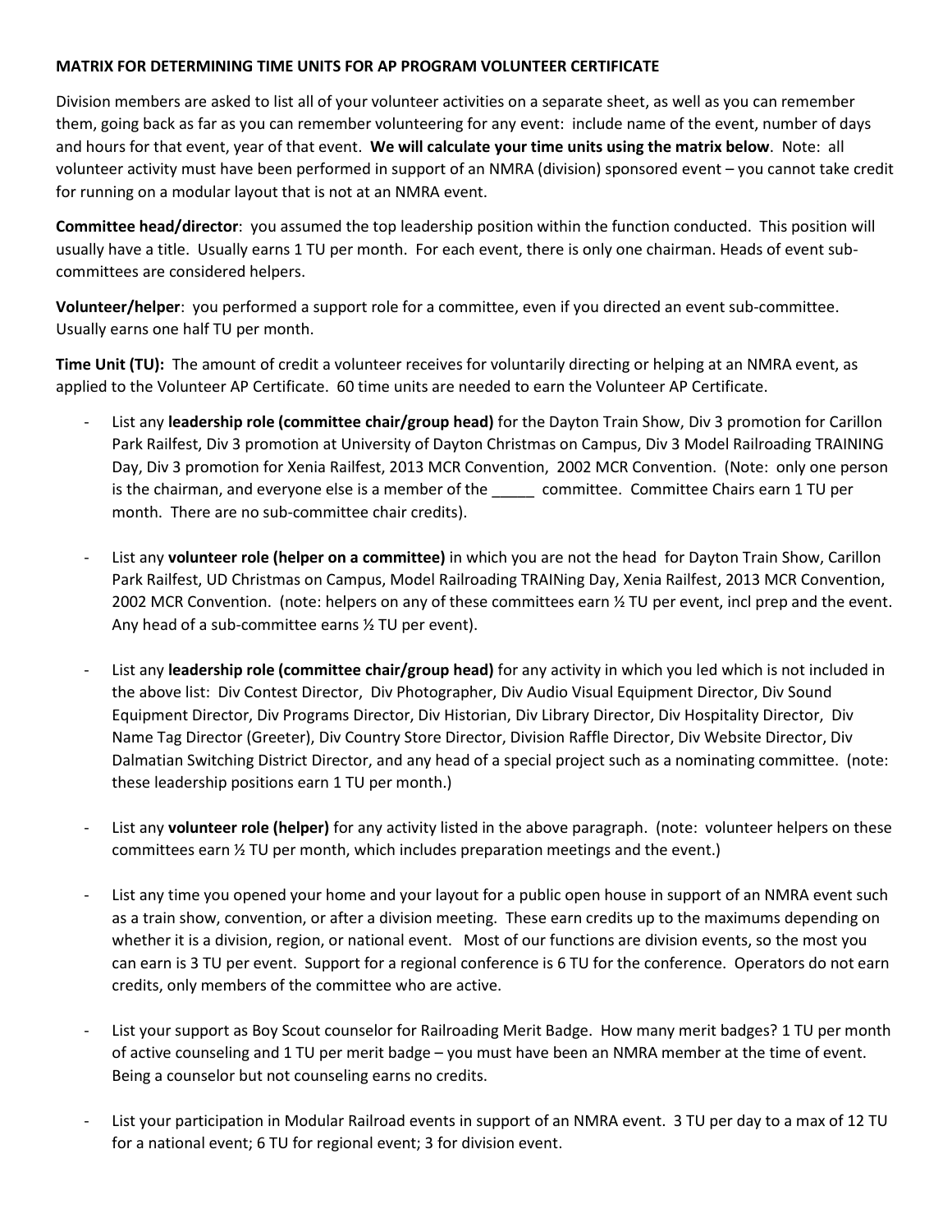**MATRIX FOR DETERMINING TIME UNITS FOR AP PROGRAM VOLUNTEER CERTIFICATE**

Division members are asked to list all of your volunteer activities on a separate sheet, as well as you can remember them, going back as far as you can remember volunteering for any event: include name of the event, number of days and hours for that event, year of that event. **We will calculate your time units using the matrix below**. Note: all volunteer activity must have been performed in support of an NMRA (division) sponsored event – you cannot take credit for running on a modular layout that is not at an NMRA event.

**Committee head/director**: you assumed the top leadership position within the function conducted. This position will usually have a title. Usually earns 1 TU per month. For each event, there is only one chairman. Heads of event sub-committees are considered helpers.

**Volunteer/helper**: you performed a support role for a committee, even if you directed an event sub-committee. Usually earns one half TU per month.

**Time Unit (TU):** The amount of credit a volunteer receives for voluntarily directing or helping at an NMRA event, as applied to the Volunteer AP Certificate. 60 time units are needed to earn the Volunteer AP Certificate.

- List any **leadership role (committee chair/group head)** for the Dayton Train Show, Div 3 promotion for Carillon Park Railfest, Div 3 promotion at University of Dayton Christmas on Campus, Div 3 Model Railroading TRAINING Day, Div 3 promotion for Xenia Railfest, 2013 MCR Convention, 2002 MCR Convention. (Note: only one person is the chairman, and everyone else is a member of the _____ committee. Committee Chairs earn 1 TU per month. There are no sub-committee chair credits).

- List any **volunteer role (helper on a committee)** in which you are not the head for Dayton Train Show, Carillon Park Railfest, UD Christmas on Campus, Model Railroading TRAINing Day, Xenia Railfest, 2013 MCR Convention, 2002 MCR Convention. (note: helpers on any of these committees earn ½ TU per event, incl prep and the event. Any head of a sub-committee earns ½ TU per event).

- List any **leadership role (committee chair/group head)** for any activity in which you led which is not included in the above list: Div Contest Director, Div Photographer, Div Audio Visual Equipment Director, Div Sound Equipment Director, Div Programs Director, Div Historian, Div Library Director, Div Hospitality Director, Div Name Tag Director (Greeter), Div Country Store Director, Division Raffle Director, Div Website Director, Div Dalmatian Switching District Director, and any head of a special project such as a nominating committee. (note: these leadership positions earn 1 TU per month.)

- List any **volunteer role (helper)** for any activity listed in the above paragraph. (note: volunteer helpers on these committees earn ½ TU per month, which includes preparation meetings and the event.)

- List any time you opened your home and your layout for a public open house in support of an NMRA event such as a train show, convention, or after a division meeting. These earn credits up to the maximums depending on whether it is a division, region, or national event. Most of our functions are division events, so the most you can earn is 3 TU per event. Support for a regional conference is 6 TU for the conference. Operators do not earn credits, only members of the committee who are active.

- List your support as Boy Scout counselor for Railroading Merit Badge. How many merit badges? 1 TU per month of active counseling and 1 TU per merit badge – you must have been an NMRA member at the time of event. Being a counselor but not counseling earns no credits.

- List your participation in Modular Railroad events in support of an NMRA event. 3 TU per day to a max of 12 TU for a national event; 6 TU for regional event; 3 for division event.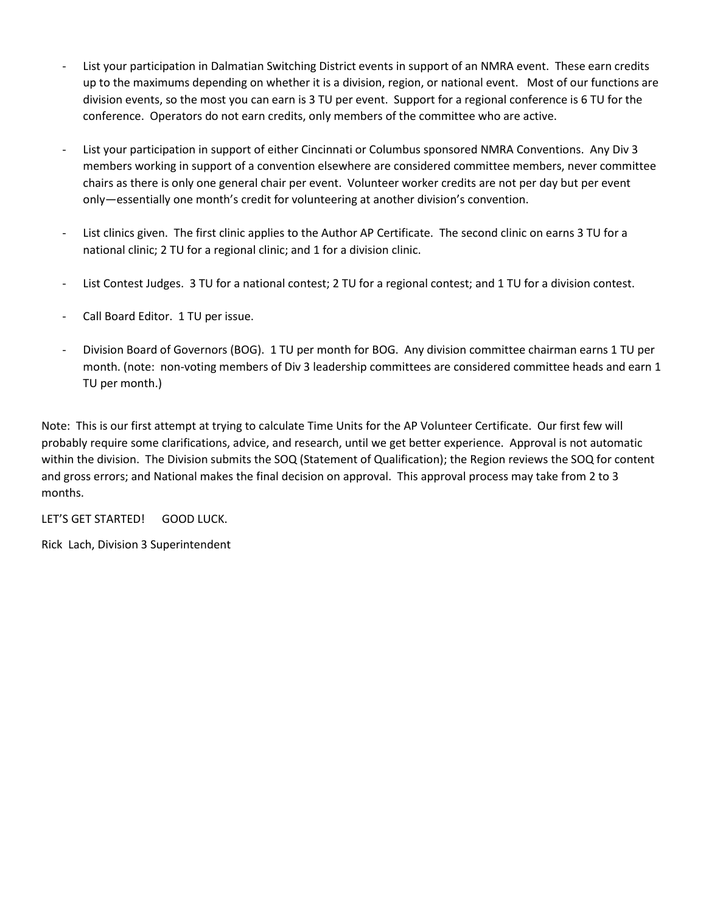- List your participation in Dalmatian Switching District events in support of an NMRA event. These earn credits up to the maximums depending on whether it is a division, region, or national event. Most of our functions are division events, so the most you can earn is 3 TU per event. Support for a regional conference is 6 TU for the conference. Operators do not earn credits, only members of the committee who are active.

- List your participation in support of either Cincinnati or Columbus sponsored NMRA Conventions. Any Div 3 members working in support of a convention elsewhere are considered committee members, never committee chairs as there is only one general chair per event. Volunteer worker credits are not per day but per event only—essentially one month's credit for volunteering at another division's convention.

- List clinics given. The first clinic applies to the Author AP Certificate. The second clinic on earns 3 TU for a national clinic; 2 TU for a regional clinic; and 1 for a division clinic.

- List Contest Judges. 3 TU for a national contest; 2 TU for a regional contest; and 1 TU for a division contest.

- Call Board Editor. 1 TU per issue.

- Division Board of Governors (BOG). 1 TU per month for BOG. Any division committee chairman earns 1 TU per month. (note: non-voting members of Div 3 leadership committees are considered committee heads and earn 1 TU per month.)

Note: This is our first attempt at trying to calculate Time Units for the AP Volunteer Certificate. Our first few will probably require some clarifications, advice, and research, until we get better experience. Approval is not automatic within the division. The Division submits the SOQ (Statement of Qualification); the Region reviews the SOQ for content and gross errors; and National makes the final decision on approval. This approval process may take from 2 to 3 months.

LET'S GET STARTED! GOOD LUCK.

Rick Lach, Division 3 Superintendent